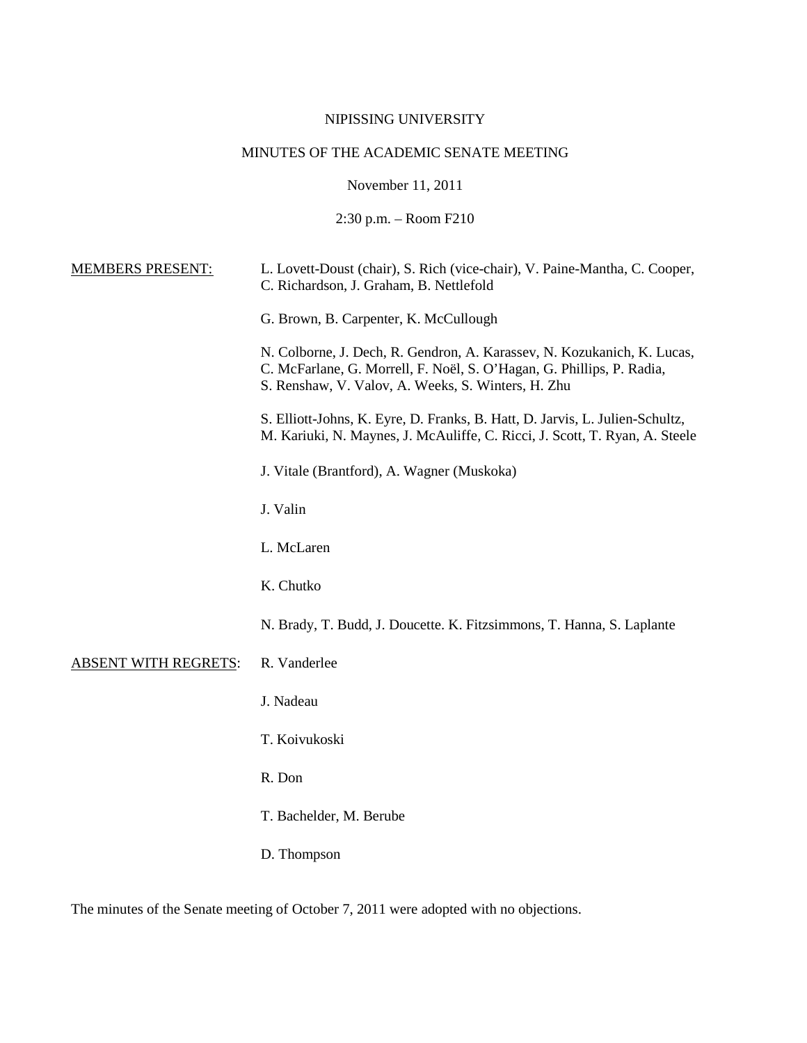NIPISSING UNIVERSITY

MINUTES OF THE ACADEMIC SENATE MEETING

November 11, 2011

2:30 p.m. – Room F210

MEMBERS PRESENT: L. Lovett-Doust (chair), S. Rich (vice-chair), V. Paine-Mantha, C. Cooper, C. Richardson, J. Graham, B. Nettlefold

G. Brown, B. Carpenter, K. McCullough

N. Colborne, J. Dech, R. Gendron, A. Karassev, N. Kozukanich, K. Lucas, C. McFarlane, G. Morrell, F. Noël, S. O'Hagan, G. Phillips, P. Radia, S. Renshaw, V. Valov, A. Weeks, S. Winters, H. Zhu

S. Elliott-Johns, K. Eyre, D. Franks, B. Hatt, D. Jarvis, L. Julien-Schultz, M. Kariuki, N. Maynes, J. McAuliffe, C. Ricci, J. Scott, T. Ryan, A. Steele

J. Vitale (Brantford), A. Wagner (Muskoka)

J. Valin

L. McLaren

K. Chutko

N. Brady, T. Budd, J. Doucette. K. Fitzsimmons, T. Hanna, S. Laplante

ABSENT WITH REGRETS: R. Vanderlee

J. Nadeau

T. Koivukoski

R. Don

T. Bachelder, M. Berube

D. Thompson

The minutes of the Senate meeting of October 7, 2011 were adopted with no objections.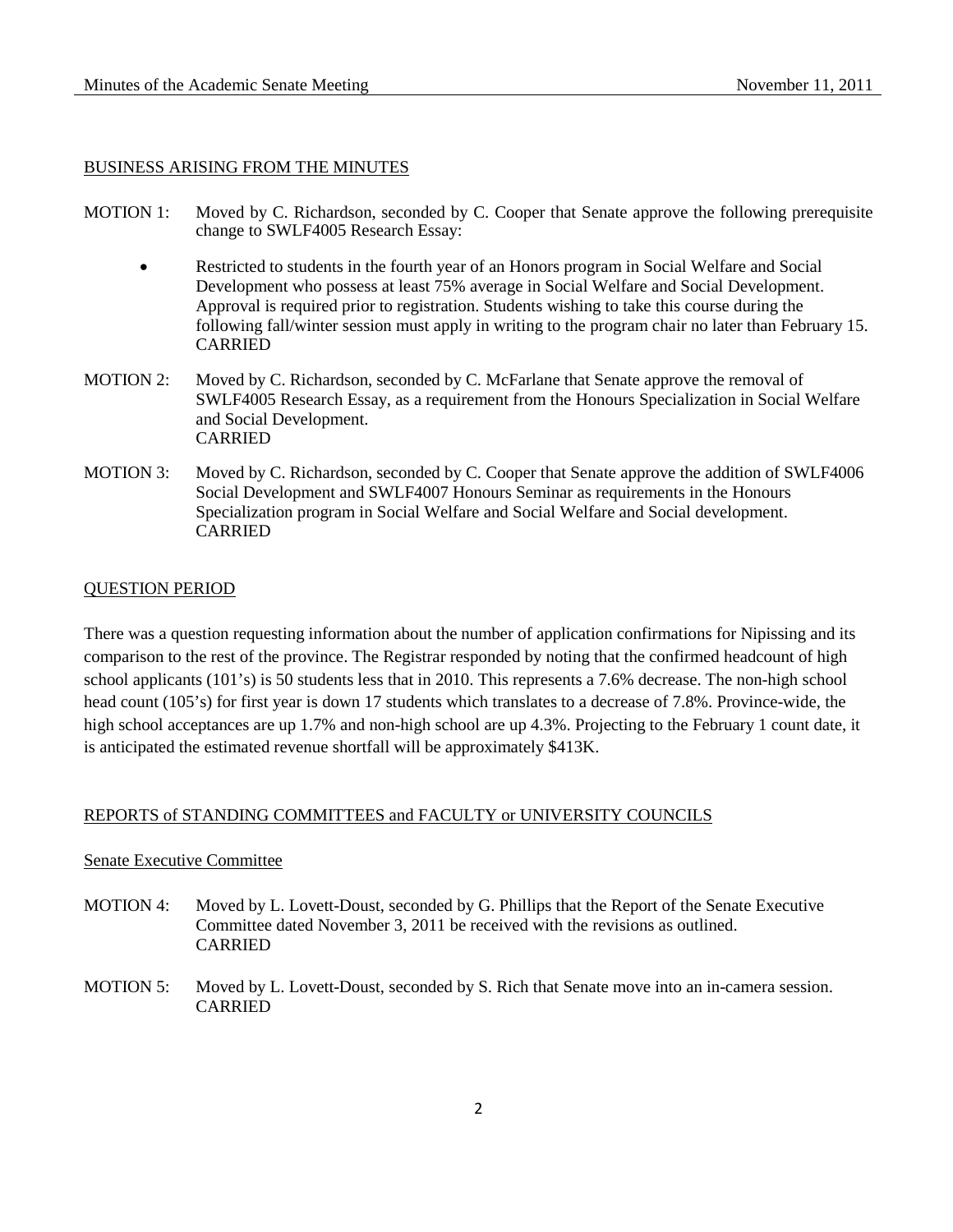## BUSINESS ARISING FROM THE MINUTES

MOTION 1: Moved by C. Richardson, seconded by C. Cooper that Senate approve the following prerequisite change to SWLF4005 Research Essay:

- Restricted to students in the fourth year of an Honors program in Social Welfare and Social Development who possess at least 75% average in Social Welfare and Social Development. Approval is required prior to registration. Students wishing to take this course during the following fall/winter session must apply in writing to the program chair no later than February 15. CARRIED

MOTION 2: Moved by C. Richardson, seconded by C. McFarlane that Senate approve the removal of SWLF4005 Research Essay, as a requirement from the Honours Specialization in Social Welfare and Social Development.
CARRIED

MOTION 3: Moved by C. Richardson, seconded by C. Cooper that Senate approve the addition of SWLF4006 Social Development and SWLF4007 Honours Seminar as requirements in the Honours Specialization program in Social Welfare and Social Welfare and Social development.
CARRIED

## QUESTION PERIOD

There was a question requesting information about the number of application confirmations for Nipissing and its comparison to the rest of the province. The Registrar responded by noting that the confirmed headcount of high school applicants (101's) is 50 students less that in 2010. This represents a 7.6% decrease. The non-high school head count (105's) for first year is down 17 students which translates to a decrease of 7.8%. Province-wide, the high school acceptances are up 1.7% and non-high school are up 4.3%. Projecting to the February 1 count date, it is anticipated the estimated revenue shortfall will be approximately $413K.

## REPORTS of STANDING COMMITTEES and FACULTY or UNIVERSITY COUNCILS

### Senate Executive Committee

MOTION 4: Moved by L. Lovett-Doust, seconded by G. Phillips that the Report of the Senate Executive Committee dated November 3, 2011 be received with the revisions as outlined.
CARRIED

MOTION 5: Moved by L. Lovett-Doust, seconded by S. Rich that Senate move into an in-camera session.
CARRIED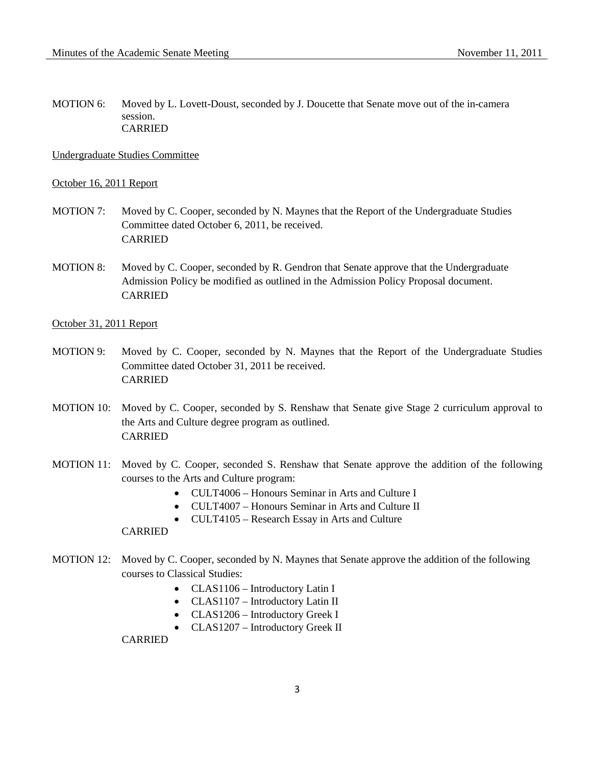MOTION 6: Moved by L. Lovett-Doust, seconded by J. Doucette that Senate move out of the in-camera session.
CARRIED

Undergraduate Studies Committee

October 16, 2011 Report

MOTION 7: Moved by C. Cooper, seconded by N. Maynes that the Report of the Undergraduate Studies Committee dated October 6, 2011, be received.
CARRIED

MOTION 8: Moved by C. Cooper, seconded by R. Gendron that Senate approve that the Undergraduate Admission Policy be modified as outlined in the Admission Policy Proposal document.
CARRIED

October 31, 2011 Report

MOTION 9: Moved by C. Cooper, seconded by N. Maynes that the Report of the Undergraduate Studies Committee dated October 31, 2011 be received.
CARRIED

MOTION 10: Moved by C. Cooper, seconded by S. Renshaw that Senate give Stage 2 curriculum approval to the Arts and Culture degree program as outlined.
CARRIED

MOTION 11: Moved by C. Cooper, seconded S. Renshaw that Senate approve the addition of the following courses to the Arts and Culture program:

- CULT4006 – Honours Seminar in Arts and Culture I
- CULT4007 – Honours Seminar in Arts and Culture II
- CULT4105 – Research Essay in Arts and Culture

CARRIED

MOTION 12: Moved by C. Cooper, seconded by N. Maynes that Senate approve the addition of the following courses to Classical Studies:

- CLAS1106 – Introductory Latin I
- CLAS1107 – Introductory Latin II
- CLAS1206 – Introductory Greek I
- CLAS1207 – Introductory Greek II

CARRIED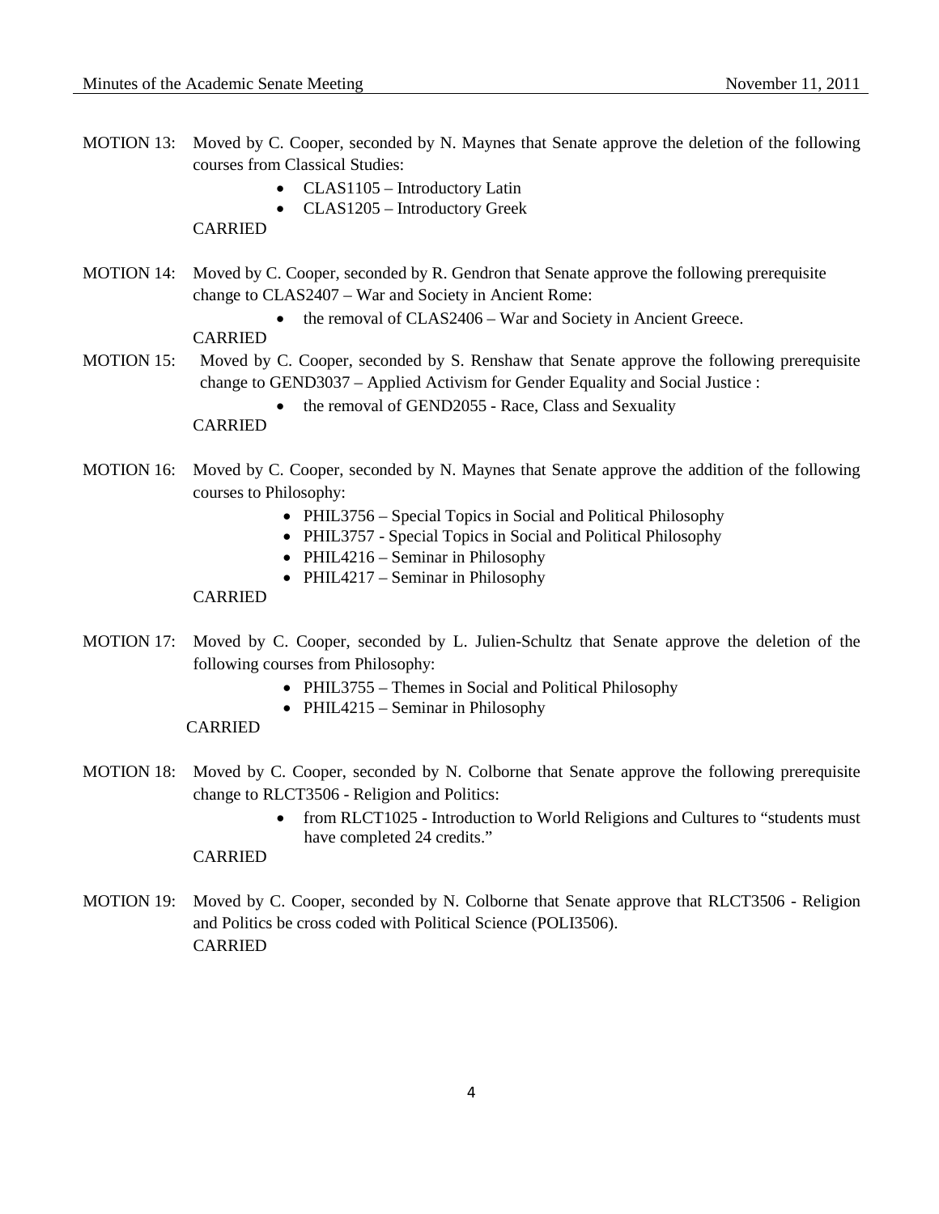MOTION 13: Moved by C. Cooper, seconded by N. Maynes that Senate approve the deletion of the following courses from Classical Studies:

- CLAS1105 – Introductory Latin
- CLAS1205 – Introductory Greek

CARRIED

MOTION 14: Moved by C. Cooper, seconded by R. Gendron that Senate approve the following prerequisite change to CLAS2407 – War and Society in Ancient Rome:

- the removal of CLAS2406 – War and Society in Ancient Greece.

CARRIED

MOTION 15: Moved by C. Cooper, seconded by S. Renshaw that Senate approve the following prerequisite change to GEND3037 – Applied Activism for Gender Equality and Social Justice :

- the removal of GEND2055 - Race, Class and Sexuality

CARRIED

MOTION 16: Moved by C. Cooper, seconded by N. Maynes that Senate approve the addition of the following courses to Philosophy:

- PHIL3756 – Special Topics in Social and Political Philosophy
- PHIL3757 - Special Topics in Social and Political Philosophy
- PHIL4216 – Seminar in Philosophy
- PHIL4217 – Seminar in Philosophy

CARRIED

MOTION 17: Moved by C. Cooper, seconded by L. Julien-Schultz that Senate approve the deletion of the following courses from Philosophy:

- PHIL3755 – Themes in Social and Political Philosophy
- PHIL4215 – Seminar in Philosophy

CARRIED

MOTION 18: Moved by C. Cooper, seconded by N. Colborne that Senate approve the following prerequisite change to RLCT3506 - Religion and Politics:

- from RLCT1025 - Introduction to World Religions and Cultures to "students must have completed 24 credits."

CARRIED

MOTION 19: Moved by C. Cooper, seconded by N. Colborne that Senate approve that RLCT3506 - Religion and Politics be cross coded with Political Science (POLI3506).
CARRIED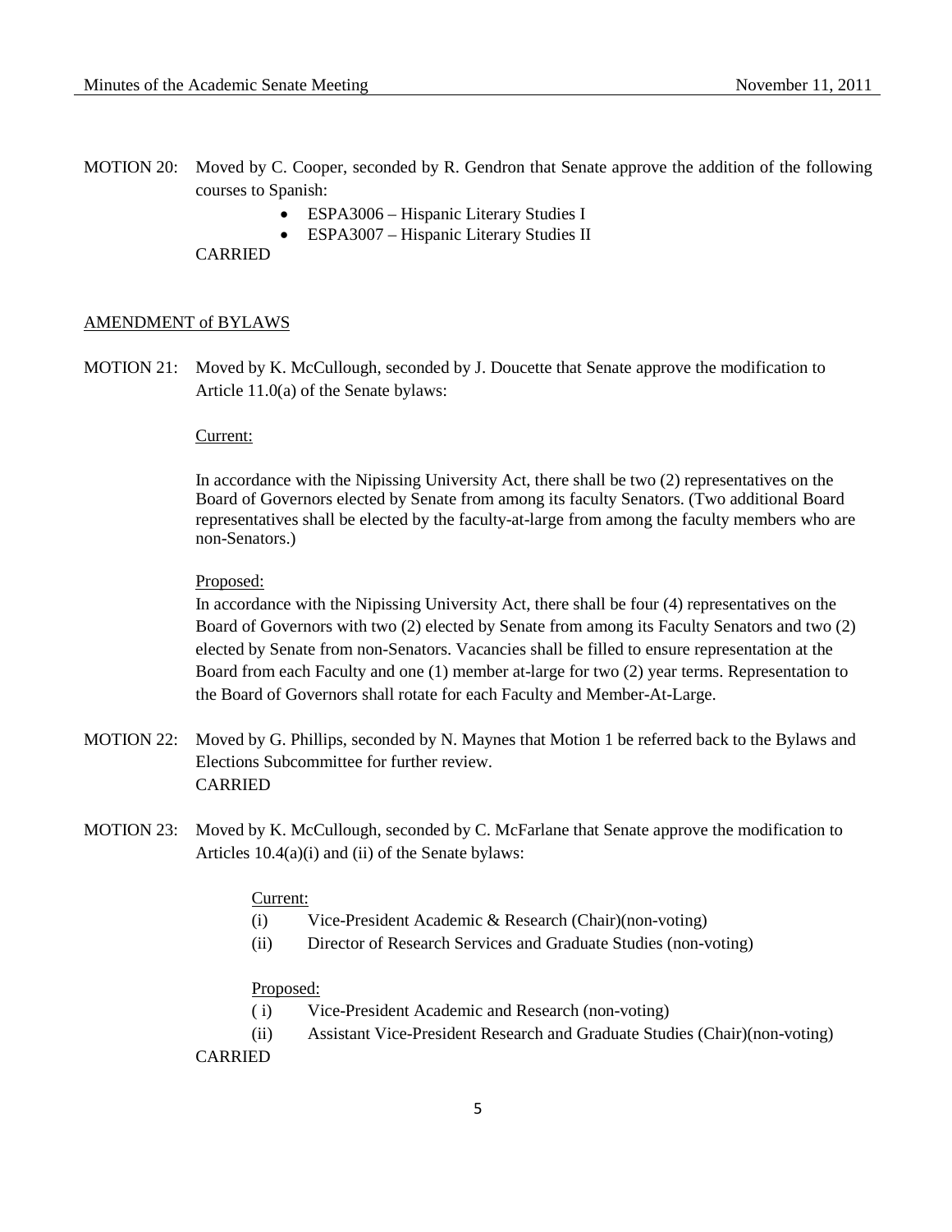MOTION 20: Moved by C. Cooper, seconded by R. Gendron that Senate approve the addition of the following courses to Spanish:

- ESPA3006 – Hispanic Literary Studies I
- ESPA3007 – Hispanic Literary Studies II

CARRIED

AMENDMENT of BYLAWS

MOTION 21: Moved by K. McCullough, seconded by J. Doucette that Senate approve the modification to Article 11.0(a) of the Senate bylaws:

Current:

In accordance with the Nipissing University Act, there shall be two (2) representatives on the Board of Governors elected by Senate from among its faculty Senators. (Two additional Board representatives shall be elected by the faculty-at-large from among the faculty members who are non-Senators.)

Proposed:

In accordance with the Nipissing University Act, there shall be four (4) representatives on the Board of Governors with two (2) elected by Senate from among its Faculty Senators and two (2) elected by Senate from non-Senators. Vacancies shall be filled to ensure representation at the Board from each Faculty and one (1) member at-large for two (2) year terms. Representation to the Board of Governors shall rotate for each Faculty and Member-At-Large.

MOTION 22: Moved by G. Phillips, seconded by N. Maynes that Motion 1 be referred back to the Bylaws and Elections Subcommittee for further review.
CARRIED

MOTION 23: Moved by K. McCullough, seconded by C. McFarlane that Senate approve the modification to Articles 10.4(a)(i) and (ii) of the Senate bylaws:

Current:

(i) Vice-President Academic & Research (Chair)(non-voting)
(ii) Director of Research Services and Graduate Studies (non-voting)

Proposed:

( i) Vice-President Academic and Research (non-voting)
(ii) Assistant Vice-President Research and Graduate Studies (Chair)(non-voting)

CARRIED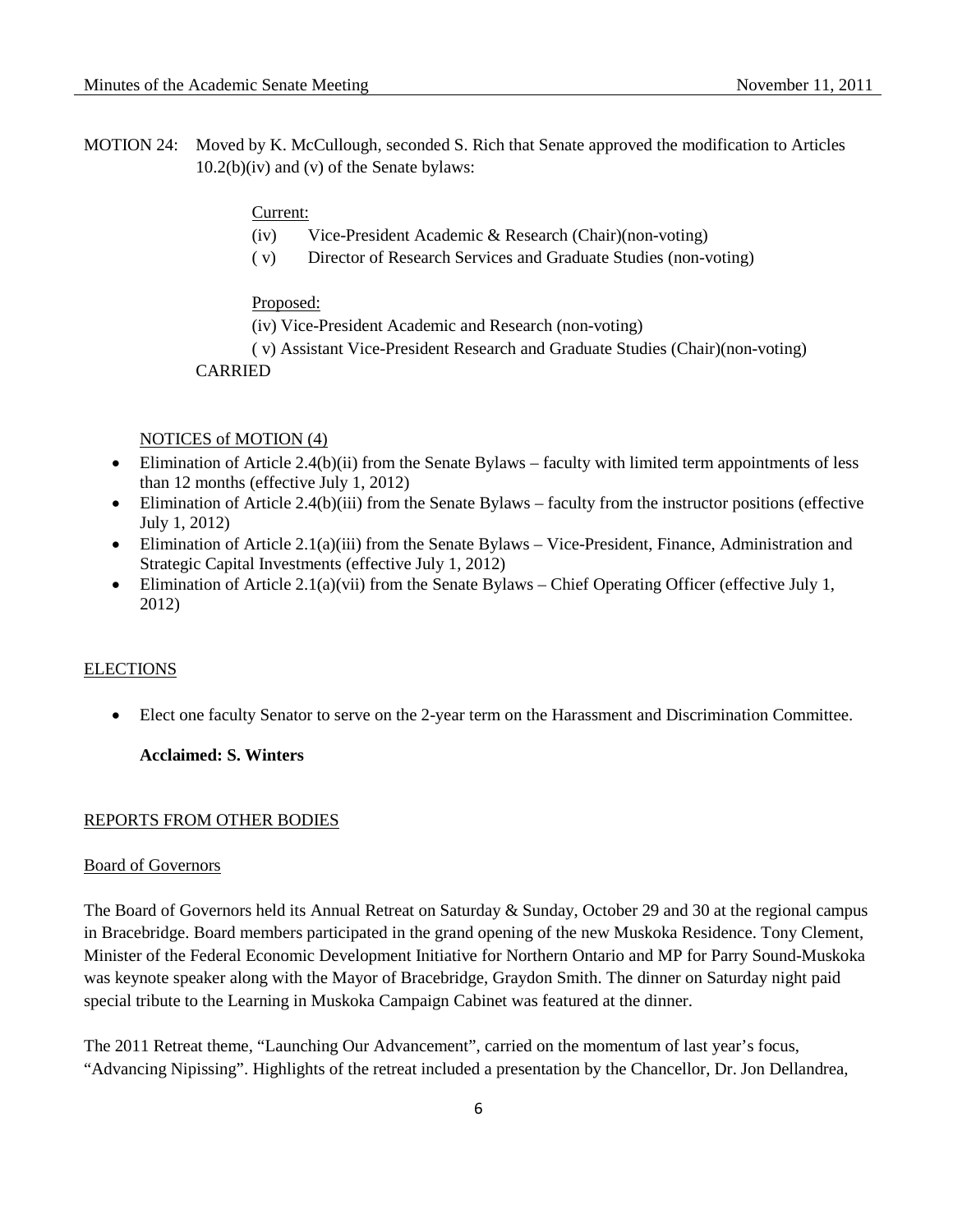MOTION 24: Moved by K. McCullough, seconded S. Rich that Senate approved the modification to Articles 10.2(b)(iv) and (v) of the Senate bylaws:

Current:

(iv) Vice-President Academic & Research (Chair)(non-voting)

( v) Director of Research Services and Graduate Studies (non-voting)

Proposed:

(iv) Vice-President Academic and Research (non-voting)

( v) Assistant Vice-President Research and Graduate Studies (Chair)(non-voting)

CARRIED

NOTICES of MOTION (4)

- Elimination of Article 2.4(b)(ii) from the Senate Bylaws – faculty with limited term appointments of less than 12 months (effective July 1, 2012)
- Elimination of Article 2.4(b)(iii) from the Senate Bylaws – faculty from the instructor positions (effective July 1, 2012)
- Elimination of Article 2.1(a)(iii) from the Senate Bylaws – Vice-President, Finance, Administration and Strategic Capital Investments (effective July 1, 2012)
- Elimination of Article 2.1(a)(vii) from the Senate Bylaws – Chief Operating Officer (effective July 1, 2012)

ELECTIONS

- Elect one faculty Senator to serve on the 2-year term on the Harassment and Discrimination Committee.

**Acclaimed: S. Winters**

REPORTS FROM OTHER BODIES

Board of Governors

The Board of Governors held its Annual Retreat on Saturday & Sunday, October 29 and 30 at the regional campus in Bracebridge. Board members participated in the grand opening of the new Muskoka Residence. Tony Clement, Minister of the Federal Economic Development Initiative for Northern Ontario and MP for Parry Sound-Muskoka was keynote speaker along with the Mayor of Bracebridge, Graydon Smith. The dinner on Saturday night paid special tribute to the Learning in Muskoka Campaign Cabinet was featured at the dinner.

The 2011 Retreat theme, "Launching Our Advancement", carried on the momentum of last year's focus, "Advancing Nipissing". Highlights of the retreat included a presentation by the Chancellor, Dr. Jon Dellandrea,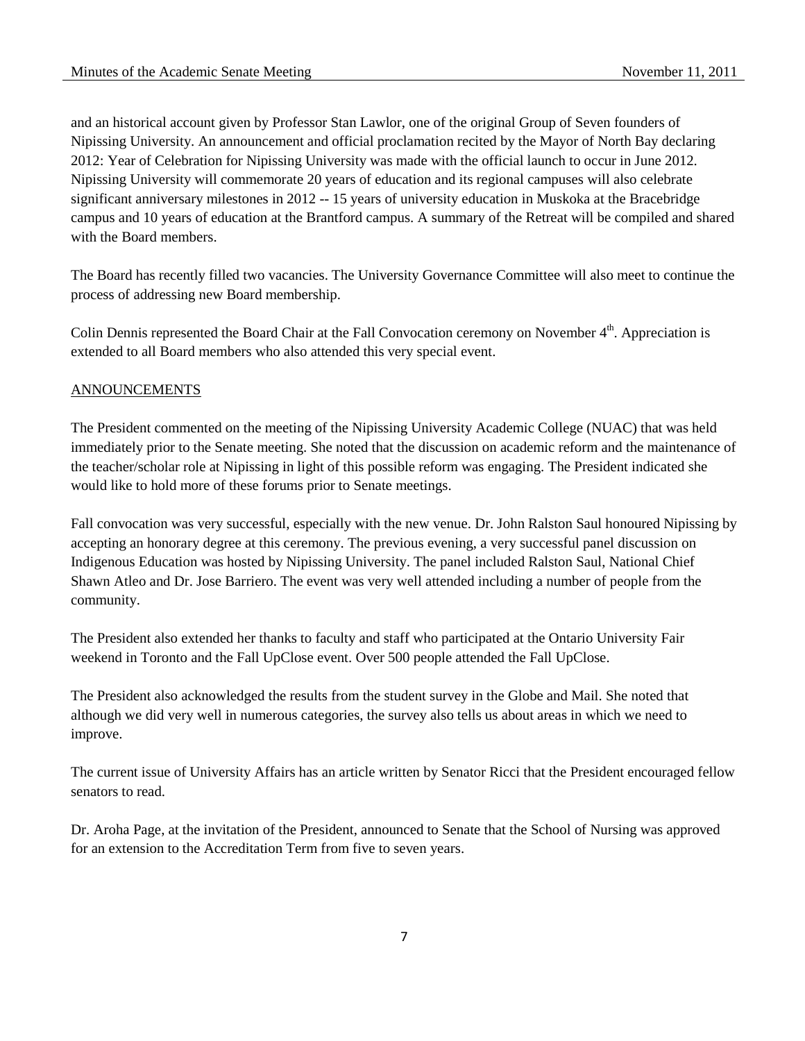and an historical account given by Professor Stan Lawlor, one of the original Group of Seven founders of Nipissing University. An announcement and official proclamation recited by the Mayor of North Bay declaring 2012: Year of Celebration for Nipissing University was made with the official launch to occur in June 2012. Nipissing University will commemorate 20 years of education and its regional campuses will also celebrate significant anniversary milestones in 2012 -- 15 years of university education in Muskoka at the Bracebridge campus and 10 years of education at the Brantford campus. A summary of the Retreat will be compiled and shared with the Board members.

The Board has recently filled two vacancies. The University Governance Committee will also meet to continue the process of addressing new Board membership.

Colin Dennis represented the Board Chair at the Fall Convocation ceremony on November 4th. Appreciation is extended to all Board members who also attended this very special event.

## ANNOUNCEMENTS

The President commented on the meeting of the Nipissing University Academic College (NUAC) that was held immediately prior to the Senate meeting. She noted that the discussion on academic reform and the maintenance of the teacher/scholar role at Nipissing in light of this possible reform was engaging. The President indicated she would like to hold more of these forums prior to Senate meetings.

Fall convocation was very successful, especially with the new venue. Dr. John Ralston Saul honoured Nipissing by accepting an honorary degree at this ceremony. The previous evening, a very successful panel discussion on Indigenous Education was hosted by Nipissing University. The panel included Ralston Saul, National Chief Shawn Atleo and Dr. Jose Barriero. The event was very well attended including a number of people from the community.

The President also extended her thanks to faculty and staff who participated at the Ontario University Fair weekend in Toronto and the Fall UpClose event. Over 500 people attended the Fall UpClose.

The President also acknowledged the results from the student survey in the Globe and Mail. She noted that although we did very well in numerous categories, the survey also tells us about areas in which we need to improve.

The current issue of University Affairs has an article written by Senator Ricci that the President encouraged fellow senators to read.

Dr. Aroha Page, at the invitation of the President, announced to Senate that the School of Nursing was approved for an extension to the Accreditation Term from five to seven years.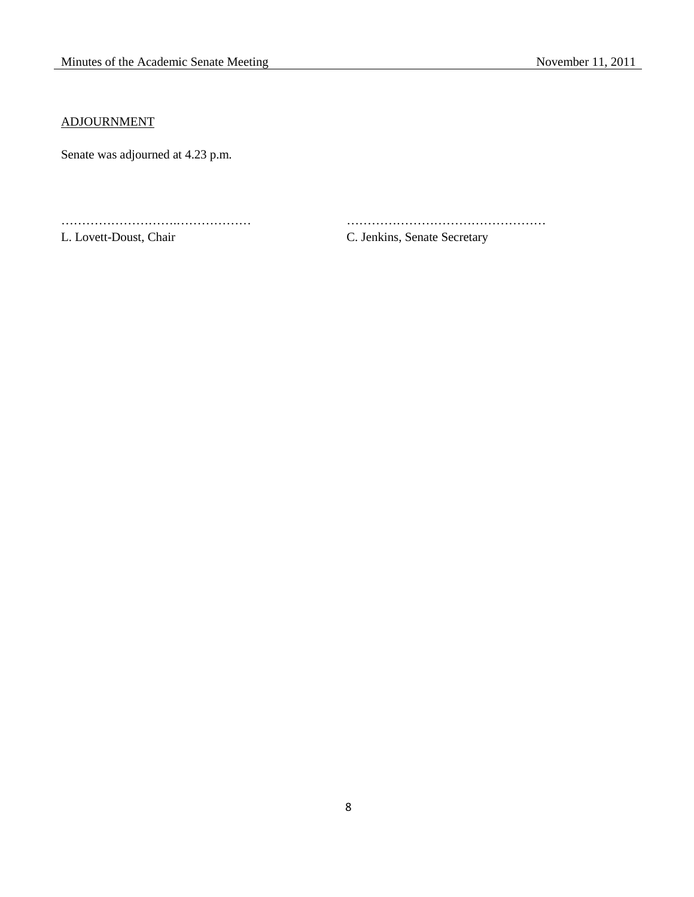ADJOURNMENT

Senate was adjourned at 4.23 p.m.

| | |
|---|---|
| ………………………..……………… | ………………………………………… |
| L. Lovett-Doust, Chair | C. Jenkins, Senate Secretary |